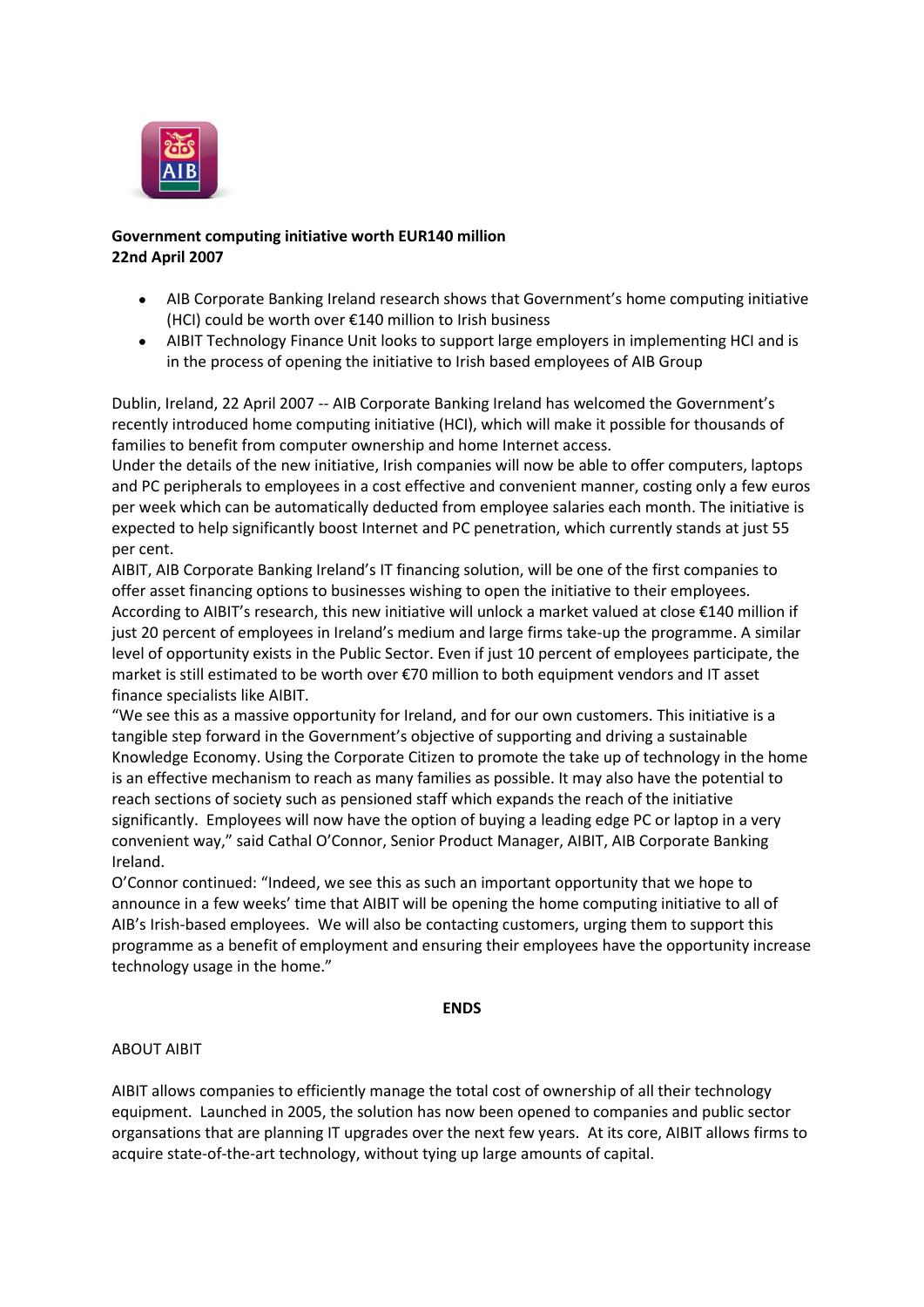**Government computing initiative worth EUR140 million**
**22nd April 2007**

- AIB Corporate Banking Ireland research shows that Government's home computing initiative (HCI) could be worth over €140 million to Irish business
- AIBIT Technology Finance Unit looks to support large employers in implementing HCI and is in the process of opening the initiative to Irish based employees of AIB Group

Dublin, Ireland, 22 April 2007 -- AIB Corporate Banking Ireland has welcomed the Government's recently introduced home computing initiative (HCI), which will make it possible for thousands of families to benefit from computer ownership and home Internet access.

Under the details of the new initiative, Irish companies will now be able to offer computers, laptops and PC peripherals to employees in a cost effective and convenient manner, costing only a few euros per week which can be automatically deducted from employee salaries each month. The initiative is expected to help significantly boost Internet and PC penetration, which currently stands at just 55 per cent.

AIBIT, AIB Corporate Banking Ireland's IT financing solution, will be one of the first companies to offer asset financing options to businesses wishing to open the initiative to their employees.

According to AIBIT's research, this new initiative will unlock a market valued at close €140 million if just 20 percent of employees in Ireland's medium and large firms take-up the programme. A similar level of opportunity exists in the Public Sector. Even if just 10 percent of employees participate, the market is still estimated to be worth over €70 million to both equipment vendors and IT asset finance specialists like AIBIT.

"We see this as a massive opportunity for Ireland, and for our own customers. This initiative is a tangible step forward in the Government's objective of supporting and driving a sustainable Knowledge Economy. Using the Corporate Citizen to promote the take up of technology in the home is an effective mechanism to reach as many families as possible. It may also have the potential to reach sections of society such as pensioned staff which expands the reach of the initiative significantly. Employees will now have the option of buying a leading edge PC or laptop in a very convenient way," said Cathal O'Connor, Senior Product Manager, AIBIT, AIB Corporate Banking Ireland.

O'Connor continued: "Indeed, we see this as such an important opportunity that we hope to announce in a few weeks' time that AIBIT will be opening the home computing initiative to all of AIB's Irish-based employees. We will also be contacting customers, urging them to support this programme as a benefit of employment and ensuring their employees have the opportunity increase technology usage in the home."

**ENDS**

ABOUT AIBIT

AIBIT allows companies to efficiently manage the total cost of ownership of all their technology equipment. Launched in 2005, the solution has now been opened to companies and public sector organsations that are planning IT upgrades over the next few years. At its core, AIBIT allows firms to acquire state-of-the-art technology, without tying up large amounts of capital.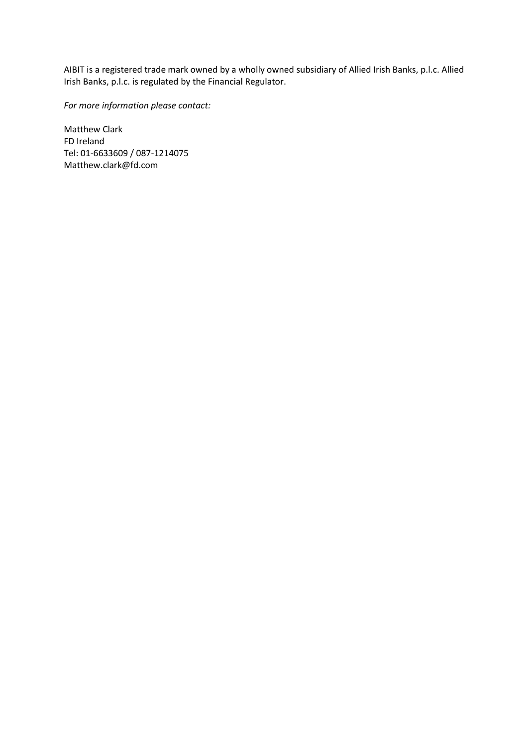AIBIT is a registered trade mark owned by a wholly owned subsidiary of Allied Irish Banks, p.l.c. Allied Irish Banks, p.l.c. is regulated by the Financial Regulator.

*For more information please contact:*

Matthew Clark
FD Ireland
Tel: 01-6633609 / 087-1214075
Matthew.clark@fd.com